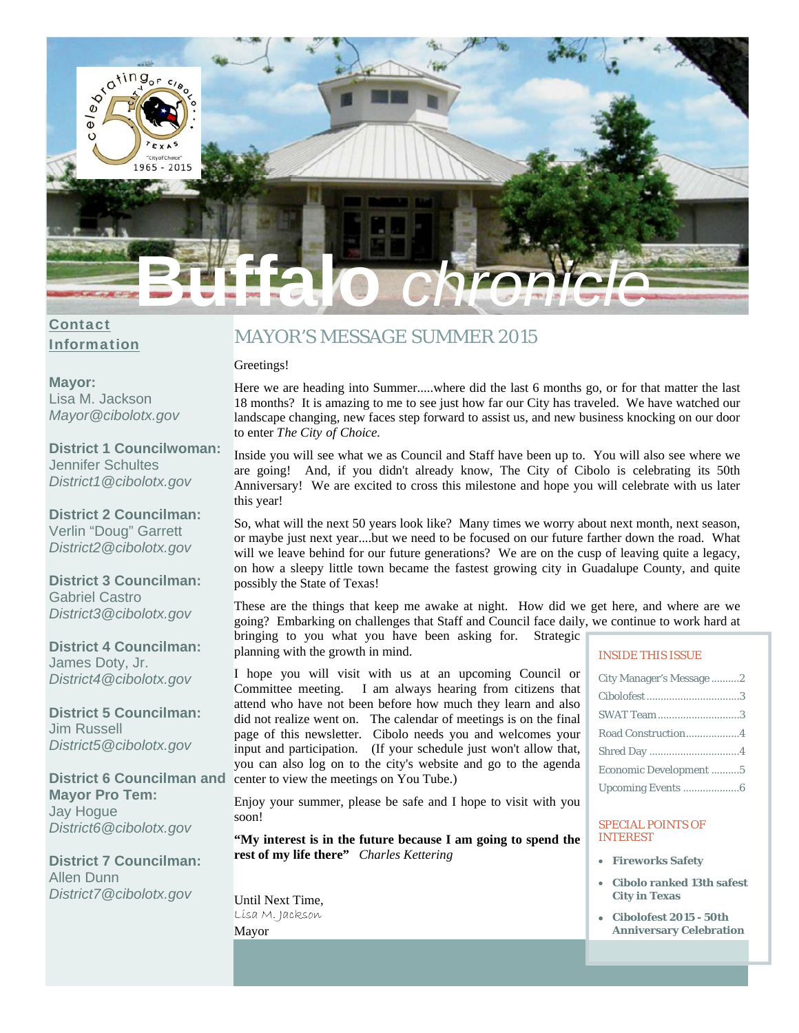# Buffalo *chronicle*

## Contact Information

**Mayor:**
Lisa M. Jackson
*Mayor@cibolotx.gov*

**District 1 Councilwoman:**
Jennifer Schultes
*District1@cibolotx.gov*

**District 2 Councilman:**
Verlin "Doug" Garrett
*District2@cibolotx.gov*

**District 3 Councilman:**
Gabriel Castro
*District3@cibolotx.gov*

**District 4 Councilman:**
James Doty, Jr.
*District4@cibolotx.gov*

**District 5 Councilman:**
Jim Russell
*District5@cibolotx.gov*

**District 6 Councilman and Mayor Pro Tem:**
Jay Hogue
*District6@cibolotx.gov*

**District 7 Councilman:**
Allen Dunn
*District7@cibolotx.gov*

## MAYOR'S MESSAGE SUMMER 2015

Greetings!

Here we are heading into Summer.....where did the last 6 months go, or for that matter the last 18 months? It is amazing to me to see just how far our City has traveled. We have watched our landscape changing, new faces step forward to assist us, and new business knocking on our door to enter *The City of Choice.*

Inside you will see what we as Council and Staff have been up to. You will also see where we are going! And, if you didn't already know, The City of Cibolo is celebrating its 50th Anniversary! We are excited to cross this milestone and hope you will celebrate with us later this year!

So, what will the next 50 years look like? Many times we worry about next month, next season, or maybe just next year....but we need to be focused on our future farther down the road. What will we leave behind for our future generations? We are on the cusp of leaving quite a legacy, on how a sleepy little town became the fastest growing city in Guadalupe County, and quite possibly the State of Texas!

These are the things that keep me awake at night. How did we get here, and where are we going? Embarking on challenges that Staff and Council face daily, we continue to work hard at bringing to you what you have been asking for. Strategic planning with the growth in mind.

I hope you will visit with us at an upcoming Council or Committee meeting. I am always hearing from citizens that attend who have not been before how much they learn and also did not realize went on. The calendar of meetings is on the final page of this newsletter. Cibolo needs you and welcomes your input and participation. (If your schedule just won't allow that, you can also log on to the city's website and go to the agenda center to view the meetings on You Tube.)

Enjoy your summer, please be safe and I hope to visit with you soon!

**"My interest is in the future because I am going to spend the rest of my life there"** *Charles Kettering*

Until Next Time,
Lisa M. Jackson
Mayor

### INSIDE THIS ISSUE

City Manager's Message ..........2
Cibolofest ..........3
SWAT Team ..........3
Road Construction ..........4
Shred Day ..........4
Economic Development ..........5
Upcoming Events ..........6

### SPECIAL POINTS OF INTEREST

- **Fireworks Safety**
- **Cibolo ranked 13th safest City in Texas**
- **Cibolofest 2015 - 50th Anniversary Celebration**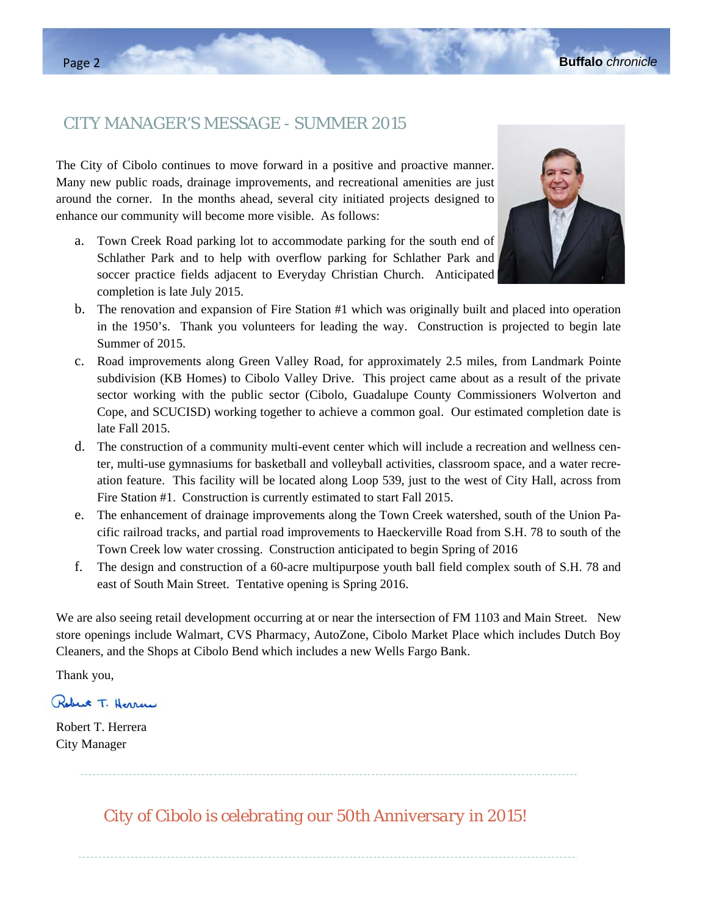## CITY MANAGER'S MESSAGE - SUMMER 2015

The City of Cibolo continues to move forward in a positive and proactive manner. Many new public roads, drainage improvements, and recreational amenities are just around the corner. In the months ahead, several city initiated projects designed to enhance our community will become more visible. As follows:

a. Town Creek Road parking lot to accommodate parking for the south end of Schlather Park and to help with overflow parking for Schlather Park and soccer practice fields adjacent to Everyday Christian Church. Anticipated completion is late July 2015.

b. The renovation and expansion of Fire Station #1 which was originally built and placed into operation in the 1950's. Thank you volunteers for leading the way. Construction is projected to begin late Summer of 2015.

c. Road improvements along Green Valley Road, for approximately 2.5 miles, from Landmark Pointe subdivision (KB Homes) to Cibolo Valley Drive. This project came about as a result of the private sector working with the public sector (Cibolo, Guadalupe County Commissioners Wolverton and Cope, and SCUCISD) working together to achieve a common goal. Our estimated completion date is late Fall 2015.

d. The construction of a community multi-event center which will include a recreation and wellness center, multi-use gymnasiums for basketball and volleyball activities, classroom space, and a water recreation feature. This facility will be located along Loop 539, just to the west of City Hall, across from Fire Station #1. Construction is currently estimated to start Fall 2015.

e. The enhancement of drainage improvements along the Town Creek watershed, south of the Union Pacific railroad tracks, and partial road improvements to Haeckerville Road from S.H. 78 to south of the Town Creek low water crossing. Construction anticipated to begin Spring of 2016

f. The design and construction of a 60-acre multipurpose youth ball field complex south of S.H. 78 and east of South Main Street. Tentative opening is Spring 2016.

We are also seeing retail development occurring at or near the intersection of FM 1103 and Main Street. New store openings include Walmart, CVS Pharmacy, AutoZone, Cibolo Market Place which includes Dutch Boy Cleaners, and the Shops at Cibolo Bend which includes a new Wells Fargo Bank.

Thank you,

Robert T. Herrera

Robert T. Herrera
City Manager

---

*City of Cibolo is celebrating our 50th Anniversary in 2015!*

---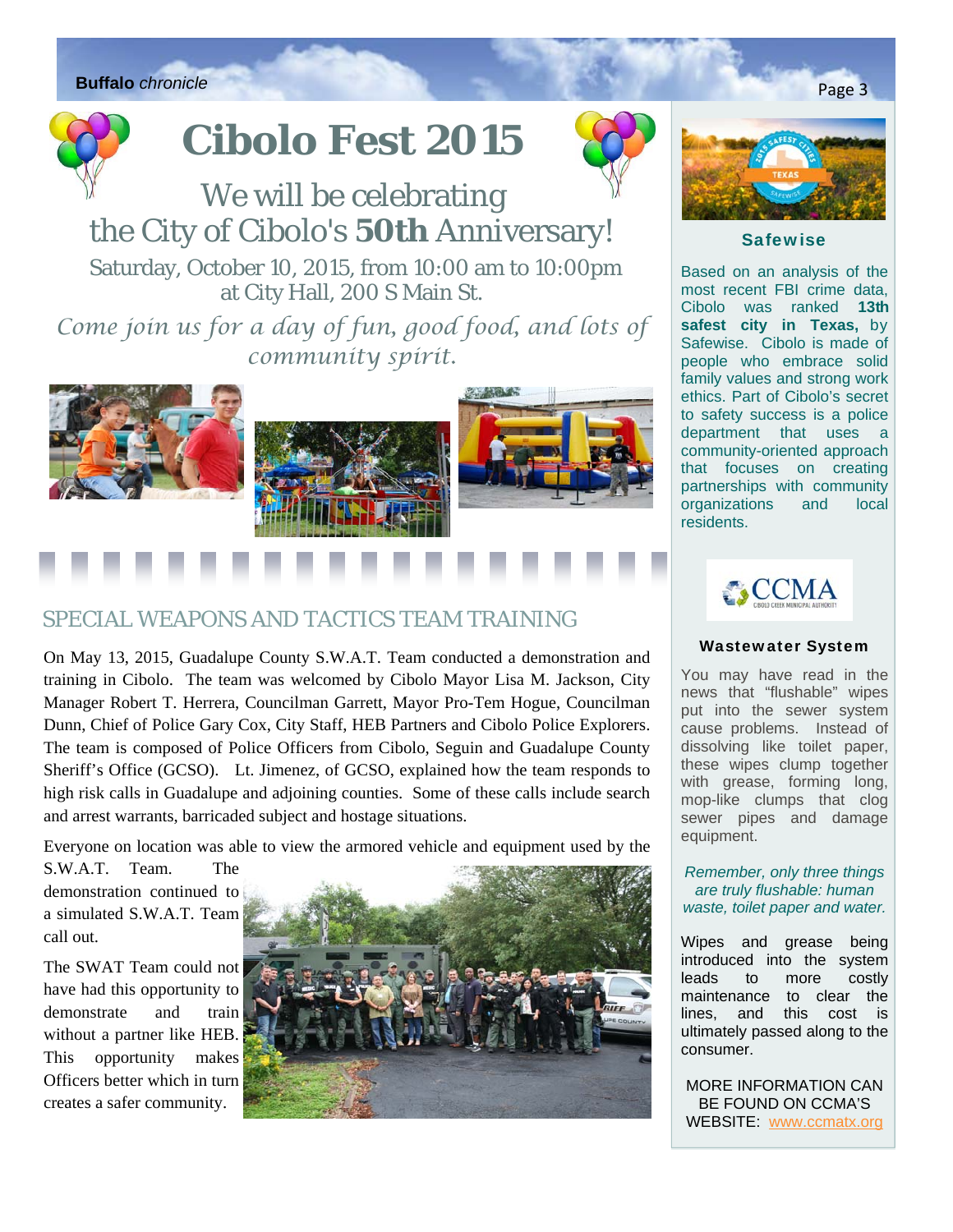# Cibolo Fest 2015

We will be celebrating the City of Cibolo's **50th** Anniversary!

Saturday, October 10, 2015, from 10:00 am to 10:00pm at City Hall, 200 S Main St.

*Come join us for a day of fun, good food, and lots of community spirit.*

## SPECIAL WEAPONS AND TACTICS TEAM TRAINING

On May 13, 2015, Guadalupe County S.W.A.T. Team conducted a demonstration and training in Cibolo. The team was welcomed by Cibolo Mayor Lisa M. Jackson, City Manager Robert T. Herrera, Councilman Garrett, Mayor Pro-Tem Hogue, Councilman Dunn, Chief of Police Gary Cox, City Staff, HEB Partners and Cibolo Police Explorers. The team is composed of Police Officers from Cibolo, Seguin and Guadalupe County Sheriff's Office (GCSO). Lt. Jimenez, of GCSO, explained how the team responds to high risk calls in Guadalupe and adjoining counties. Some of these calls include search and arrest warrants, barricaded subject and hostage situations.

Everyone on location was able to view the armored vehicle and equipment used by the S.W.A.T. Team. The demonstration continued to a simulated S.W.A.T. Team call out.

The SWAT Team could not have had this opportunity to demonstrate and train without a partner like HEB. This opportunity makes Officers better which in turn creates a safer community.

### Safewise

Based on an analysis of the most recent FBI crime data, Cibolo was ranked **13th safest city in Texas,** by Safewise. Cibolo is made of people who embrace solid family values and strong work ethics. Part of Cibolo's secret to safety success is a police department that uses a community-oriented approach that focuses on creating partnerships with community organizations and local residents.

### Wastewater System

You may have read in the news that "flushable" wipes put into the sewer system cause problems. Instead of dissolving like toilet paper, these wipes clump together with grease, forming long, mop-like clumps that clog sewer pipes and damage equipment.

*Remember, only three things are truly flushable: human waste, toilet paper and water.*

Wipes and grease being introduced into the system leads to more costly maintenance to clear the lines, and this cost is ultimately passed along to the consumer.

MORE INFORMATION CAN BE FOUND ON CCMA'S WEBSITE: www.ccmatx.org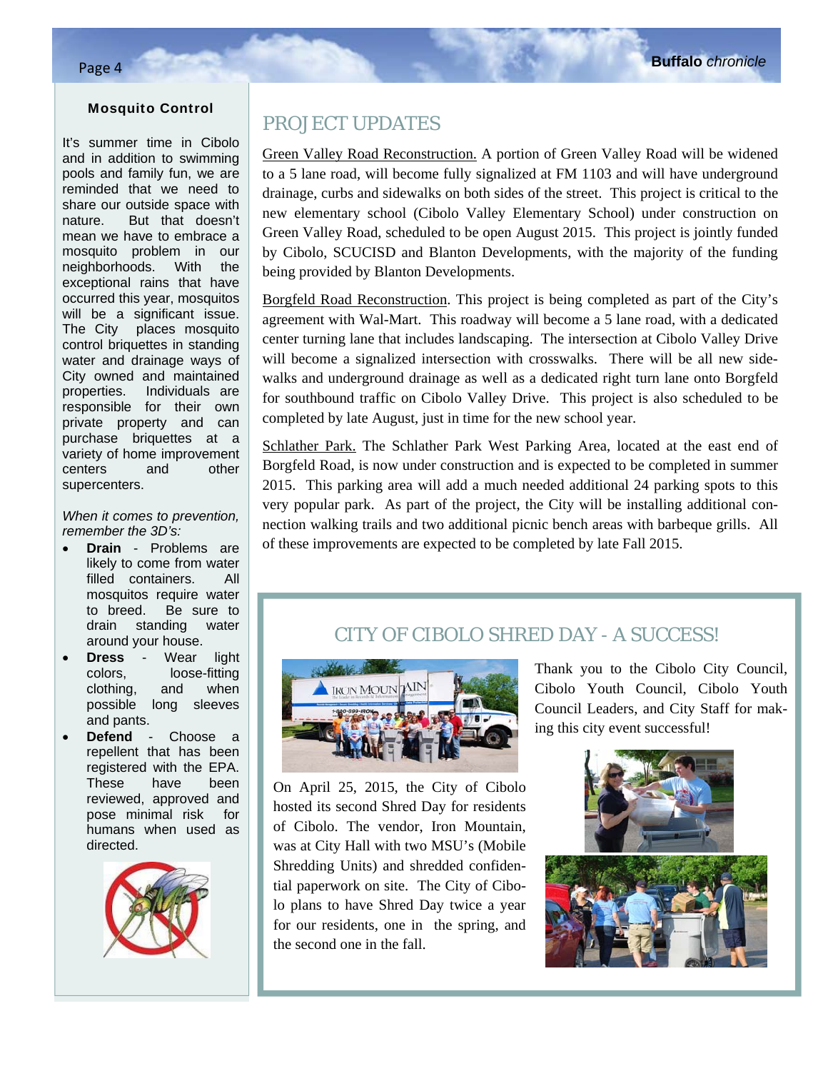## Mosquito Control

It's summer time in Cibolo and in addition to swimming pools and family fun, we are reminded that we need to share our outside space with nature. But that doesn't mean we have to embrace a mosquito problem in our neighborhoods. With the exceptional rains that have occurred this year, mosquitos will be a significant issue. The City places mosquito control briquettes in standing water and drainage ways of City owned and maintained properties. Individuals are responsible for their own private property and can purchase briquettes at a variety of home improvement centers and other supercenters.

*When it comes to prevention, remember the 3D's:*

- **Drain** - Problems are likely to come from water filled containers. All mosquitos require water to breed. Be sure to drain standing water around your house.
- **Dress** - Wear light colors, loose-fitting clothing, and when possible long sleeves and pants.
- **Defend** - Choose a repellent that has been registered with the EPA. These have been reviewed, approved and pose minimal risk for humans when used as directed.

## PROJECT UPDATES

Green Valley Road Reconstruction. A portion of Green Valley Road will be widened to a 5 lane road, will become fully signalized at FM 1103 and will have underground drainage, curbs and sidewalks on both sides of the street. This project is critical to the new elementary school (Cibolo Valley Elementary School) under construction on Green Valley Road, scheduled to be open August 2015. This project is jointly funded by Cibolo, SCUCISD and Blanton Developments, with the majority of the funding being provided by Blanton Developments.

Borgfeld Road Reconstruction. This project is being completed as part of the City's agreement with Wal-Mart. This roadway will become a 5 lane road, with a dedicated center turning lane that includes landscaping. The intersection at Cibolo Valley Drive will become a signalized intersection with crosswalks. There will be all new sidewalks and underground drainage as well as a dedicated right turn lane onto Borgfeld for southbound traffic on Cibolo Valley Drive. This project is also scheduled to be completed by late August, just in time for the new school year.

Schlather Park. The Schlather Park West Parking Area, located at the east end of Borgfeld Road, is now under construction and is expected to be completed in summer 2015. This parking area will add a much needed additional 24 parking spots to this very popular park. As part of the project, the City will be installing additional connection walking trails and two additional picnic bench areas with barbeque grills. All of these improvements are expected to be completed by late Fall 2015.

## CITY OF CIBOLO SHRED DAY - A SUCCESS!

On April 25, 2015, the City of Cibolo hosted its second Shred Day for residents of Cibolo. The vendor, Iron Mountain, was at City Hall with two MSU's (Mobile Shredding Units) and shredded confidential paperwork on site. The City of Cibolo plans to have Shred Day twice a year for our residents, one in the spring, and the second one in the fall.

Thank you to the Cibolo City Council, Cibolo Youth Council, Cibolo Youth Council Leaders, and City Staff for making this city event successful!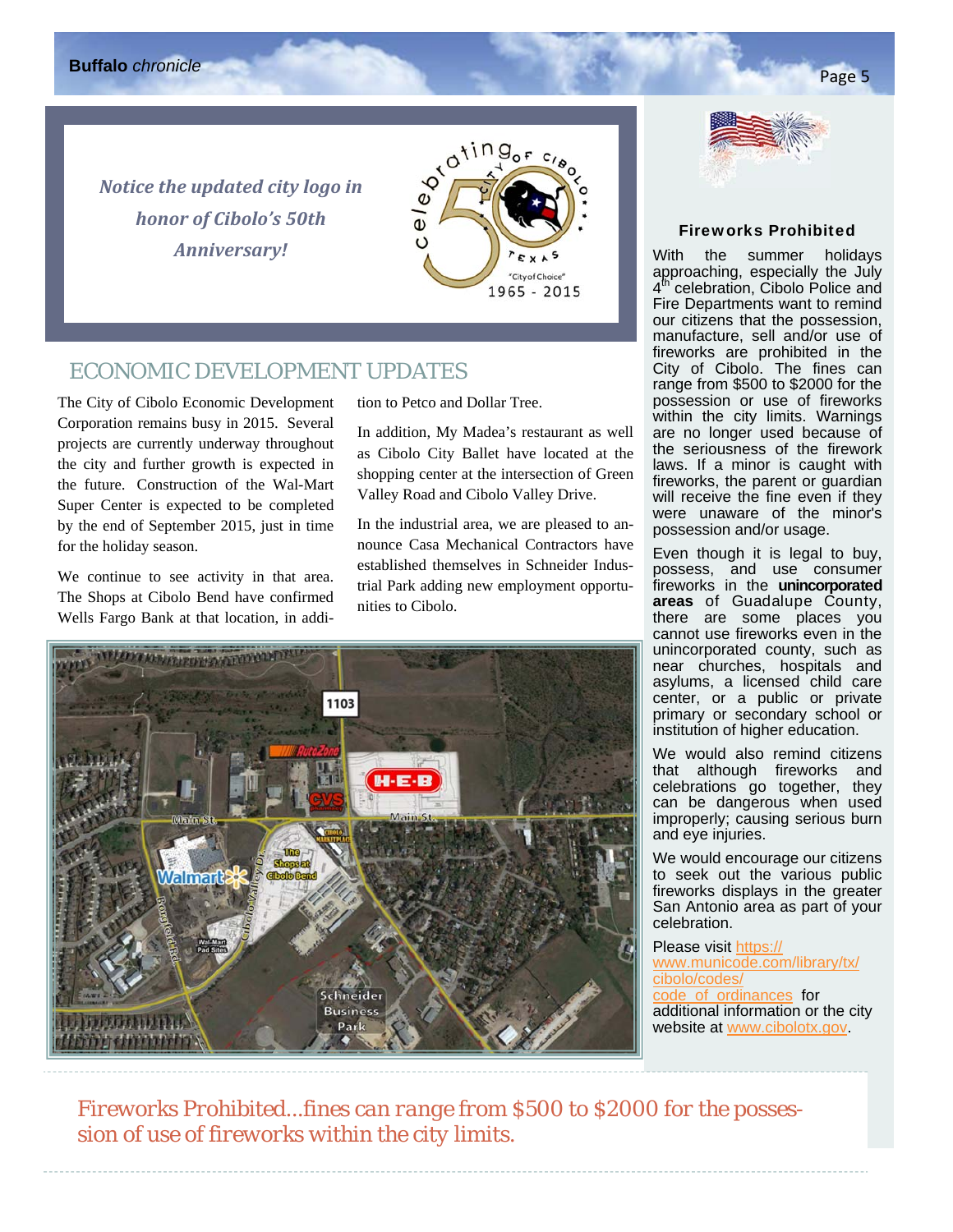*Notice the updated city logo in honor of Cibolo's 50th Anniversary!*

## ECONOMIC DEVELOPMENT UPDATES

The City of Cibolo Economic Development Corporation remains busy in 2015. Several projects are currently underway throughout the city and further growth is expected in the future. Construction of the Wal-Mart Super Center is expected to be completed by the end of September 2015, just in time for the holiday season.

We continue to see activity in that area. The Shops at Cibolo Bend have confirmed Wells Fargo Bank at that location, in addition to Petco and Dollar Tree.

In addition, My Madea's restaurant as well as Cibolo City Ballet have located at the shopping center at the intersection of Green Valley Road and Cibolo Valley Drive.

In the industrial area, we are pleased to announce Casa Mechanical Contractors have established themselves in Schneider Industrial Park adding new employment opportunities to Cibolo.

### Fireworks Prohibited

With the summer holidays approaching, especially the July 4th celebration, Cibolo Police and Fire Departments want to remind our citizens that the possession, manufacture, sell and/or use of fireworks are prohibited in the City of Cibolo. The fines can range from $500 to $2000 for the possession or use of fireworks within the city limits. Warnings are no longer used because of the seriousness of the firework laws. If a minor is caught with fireworks, the parent or guardian will receive the fine even if they were unaware of the minor's possession and/or usage.

Even though it is legal to buy, possess, and use consumer fireworks in the **unincorporated areas** of Guadalupe County, there are some places you cannot use fireworks even in the unincorporated county, such as near churches, hospitals and asylums, a licensed child care center, or a public or private primary or secondary school or institution of higher education.

We would also remind citizens that although fireworks and celebrations go together, they can be dangerous when used improperly; causing serious burn and eye injuries.

We would encourage our citizens to seek out the various public fireworks displays in the greater San Antonio area as part of your celebration.

Please visit https://www.municode.com/library/tx/cibolo/codes/code_of_ordinances for additional information or the city website at www.cibolotx.gov.

*Fireworks Prohibited…fines can range from $500 to $2000 for the possession of use of fireworks within the city limits.*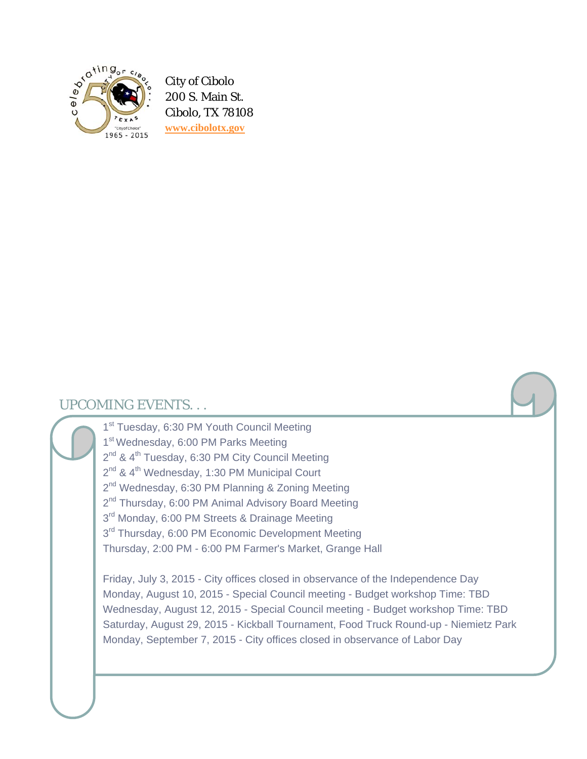City of Cibolo
200 S. Main St.
Cibolo, TX 78108
www.cibolotx.gov

## UPCOMING EVENTS. . .

1st Tuesday, 6:30 PM Youth Council Meeting
1st Wednesday, 6:00 PM Parks Meeting
2nd & 4th Tuesday, 6:30 PM City Council Meeting
2nd & 4th Wednesday, 1:30 PM Municipal Court
2nd Wednesday, 6:30 PM Planning & Zoning Meeting
2nd Thursday, 6:00 PM Animal Advisory Board Meeting
3rd Monday, 6:00 PM Streets & Drainage Meeting
3rd Thursday, 6:00 PM Economic Development Meeting
Thursday, 2:00 PM - 6:00 PM Farmer's Market, Grange Hall

Friday, July 3, 2015 - City offices closed in observance of the Independence Day
Monday, August 10, 2015 - Special Council meeting - Budget workshop Time: TBD
Wednesday, August 12, 2015 - Special Council meeting - Budget workshop Time: TBD
Saturday, August 29, 2015 - Kickball Tournament, Food Truck Round-up - Niemietz Park
Monday, September 7, 2015 - City offices closed in observance of Labor Day